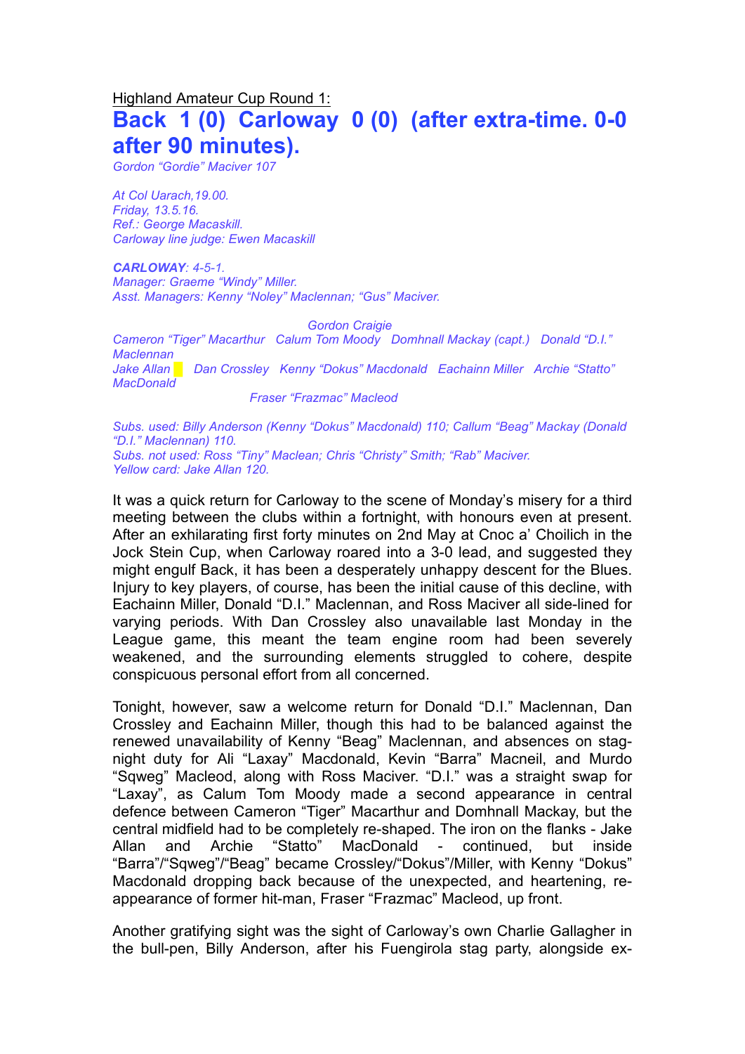Highland Amateur Cup Round 1:

# Back 1 (0) Carloway 0 (0) (after extra-time. 0-0 after 90 minutes).

*Gordon "Gordie" Maciver 107*

*At Col Uarach,19.00.*
*Friday, 13.5.16.*
*Ref.: George Macaskill.*
*Carloway line judge: Ewen Macaskill*

***CARLOWAY**: 4-5-1.*
*Manager: Graeme "Windy" Miller.*
*Asst. Managers: Kenny "Noley" Maclennan; "Gus" Maciver.*

*Gordon Craigie*

*Cameron "Tiger" Macarthur Calum Tom Moody Domhnall Mackay (capt.) Donald "D.I." Maclennan*

*Jake Allan Dan Crossley Kenny "Dokus" Macdonald Eachainn Miller Archie "Statto" MacDonald*

*Fraser "Frazmac" Macleod*

*Subs. used: Billy Anderson (Kenny "Dokus" Macdonald) 110; Callum "Beag" Mackay (Donald "D.I." Maclennan) 110.*
*Subs. not used: Ross "Tiny" Maclean; Chris "Christy" Smith; "Rab" Maciver.*
*Yellow card: Jake Allan 120.*

It was a quick return for Carloway to the scene of Monday's misery for a third meeting between the clubs within a fortnight, with honours even at present. After an exhilarating first forty minutes on 2nd May at Cnoc a' Choilich in the Jock Stein Cup, when Carloway roared into a 3-0 lead, and suggested they might engulf Back, it has been a desperately unhappy descent for the Blues. Injury to key players, of course, has been the initial cause of this decline, with Eachainn Miller, Donald "D.I." Maclennan, and Ross Maciver all side-lined for varying periods. With Dan Crossley also unavailable last Monday in the League game, this meant the team engine room had been severely weakened, and the surrounding elements struggled to cohere, despite conspicuous personal effort from all concerned.

Tonight, however, saw a welcome return for Donald "D.I." Maclennan, Dan Crossley and Eachainn Miller, though this had to be balanced against the renewed unavailability of Kenny "Beag" Maclennan, and absences on stag-night duty for Ali "Laxay" Macdonald, Kevin "Barra" Macneil, and Murdo "Sqweg" Macleod, along with Ross Maciver. "D.I." was a straight swap for "Laxay", as Calum Tom Moody made a second appearance in central defence between Cameron "Tiger" Macarthur and Domhnall Mackay, but the central midfield had to be completely re-shaped. The iron on the flanks - Jake Allan and Archie "Statto" MacDonald - continued, but inside "Barra"/"Sqweg"/"Beag" became Crossley/"Dokus"/Miller, with Kenny "Dokus" Macdonald dropping back because of the unexpected, and heartening, re-appearance of former hit-man, Fraser "Frazmac" Macleod, up front.

Another gratifying sight was the sight of Carloway's own Charlie Gallagher in the bull-pen, Billy Anderson, after his Fuengirola stag party, alongside ex-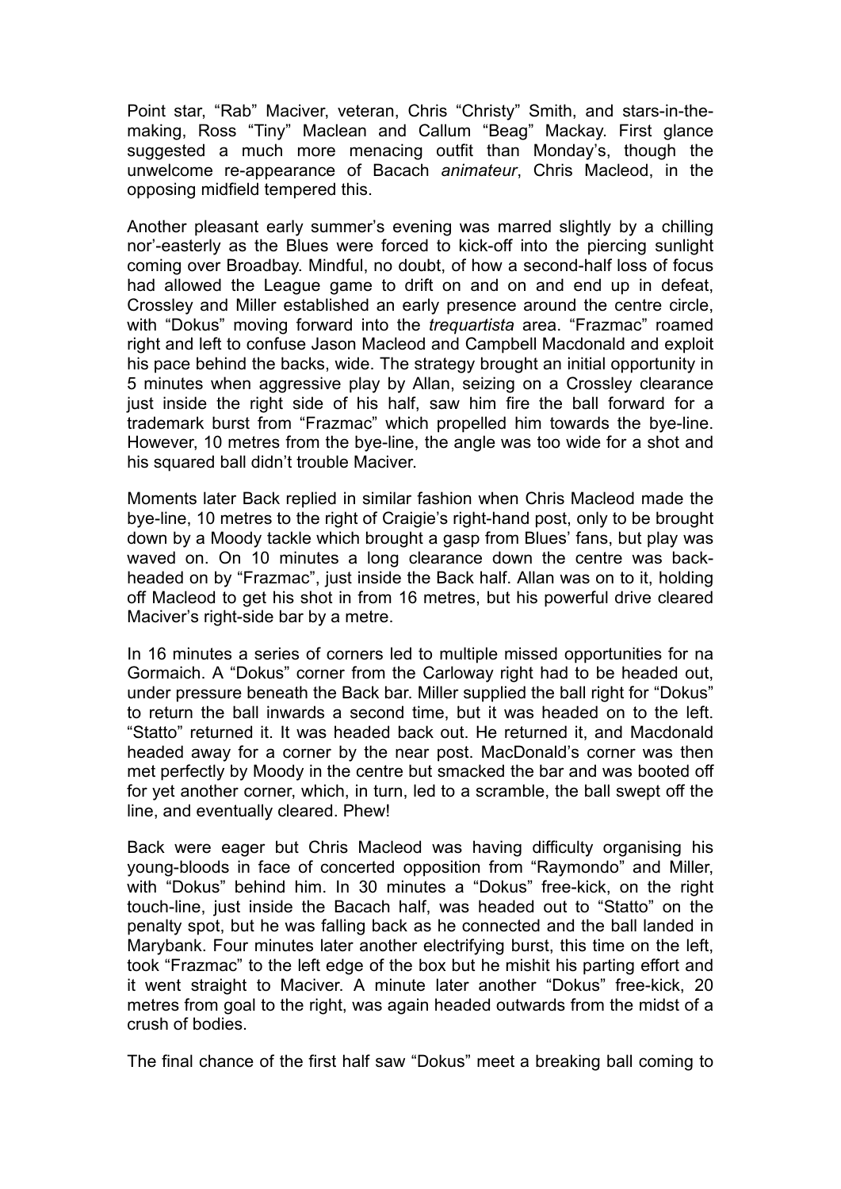Point star, "Rab" Maciver, veteran, Chris "Christy" Smith, and stars-in-the-making, Ross "Tiny" Maclean and Callum "Beag" Mackay. First glance suggested a much more menacing outfit than Monday's, though the unwelcome re-appearance of Bacach *animateur*, Chris Macleod, in the opposing midfield tempered this.

Another pleasant early summer's evening was marred slightly by a chilling nor'-easterly as the Blues were forced to kick-off into the piercing sunlight coming over Broadbay. Mindful, no doubt, of how a second-half loss of focus had allowed the League game to drift on and on and end up in defeat, Crossley and Miller established an early presence around the centre circle, with "Dokus" moving forward into the *trequartista* area. "Frazmac" roamed right and left to confuse Jason Macleod and Campbell Macdonald and exploit his pace behind the backs, wide. The strategy brought an initial opportunity in 5 minutes when aggressive play by Allan, seizing on a Crossley clearance just inside the right side of his half, saw him fire the ball forward for a trademark burst from "Frazmac" which propelled him towards the bye-line. However, 10 metres from the bye-line, the angle was too wide for a shot and his squared ball didn't trouble Maciver.

Moments later Back replied in similar fashion when Chris Macleod made the bye-line, 10 metres to the right of Craigie's right-hand post, only to be brought down by a Moody tackle which brought a gasp from Blues' fans, but play was waved on. On 10 minutes a long clearance down the centre was back-headed on by "Frazmac", just inside the Back half. Allan was on to it, holding off Macleod to get his shot in from 16 metres, but his powerful drive cleared Maciver's right-side bar by a metre.

In 16 minutes a series of corners led to multiple missed opportunities for na Gormaich. A "Dokus" corner from the Carloway right had to be headed out, under pressure beneath the Back bar. Miller supplied the ball right for "Dokus" to return the ball inwards a second time, but it was headed on to the left. "Statto" returned it. It was headed back out. He returned it, and Macdonald headed away for a corner by the near post. MacDonald's corner was then met perfectly by Moody in the centre but smacked the bar and was booted off for yet another corner, which, in turn, led to a scramble, the ball swept off the line, and eventually cleared. Phew!

Back were eager but Chris Macleod was having difficulty organising his young-bloods in face of concerted opposition from "Raymondo" and Miller, with "Dokus" behind him. In 30 minutes a "Dokus" free-kick, on the right touch-line, just inside the Bacach half, was headed out to "Statto" on the penalty spot, but he was falling back as he connected and the ball landed in Marybank. Four minutes later another electrifying burst, this time on the left, took "Frazmac" to the left edge of the box but he mishit his parting effort and it went straight to Maciver. A minute later another "Dokus" free-kick, 20 metres from goal to the right, was again headed outwards from the midst of a crush of bodies.

The final chance of the first half saw "Dokus" meet a breaking ball coming to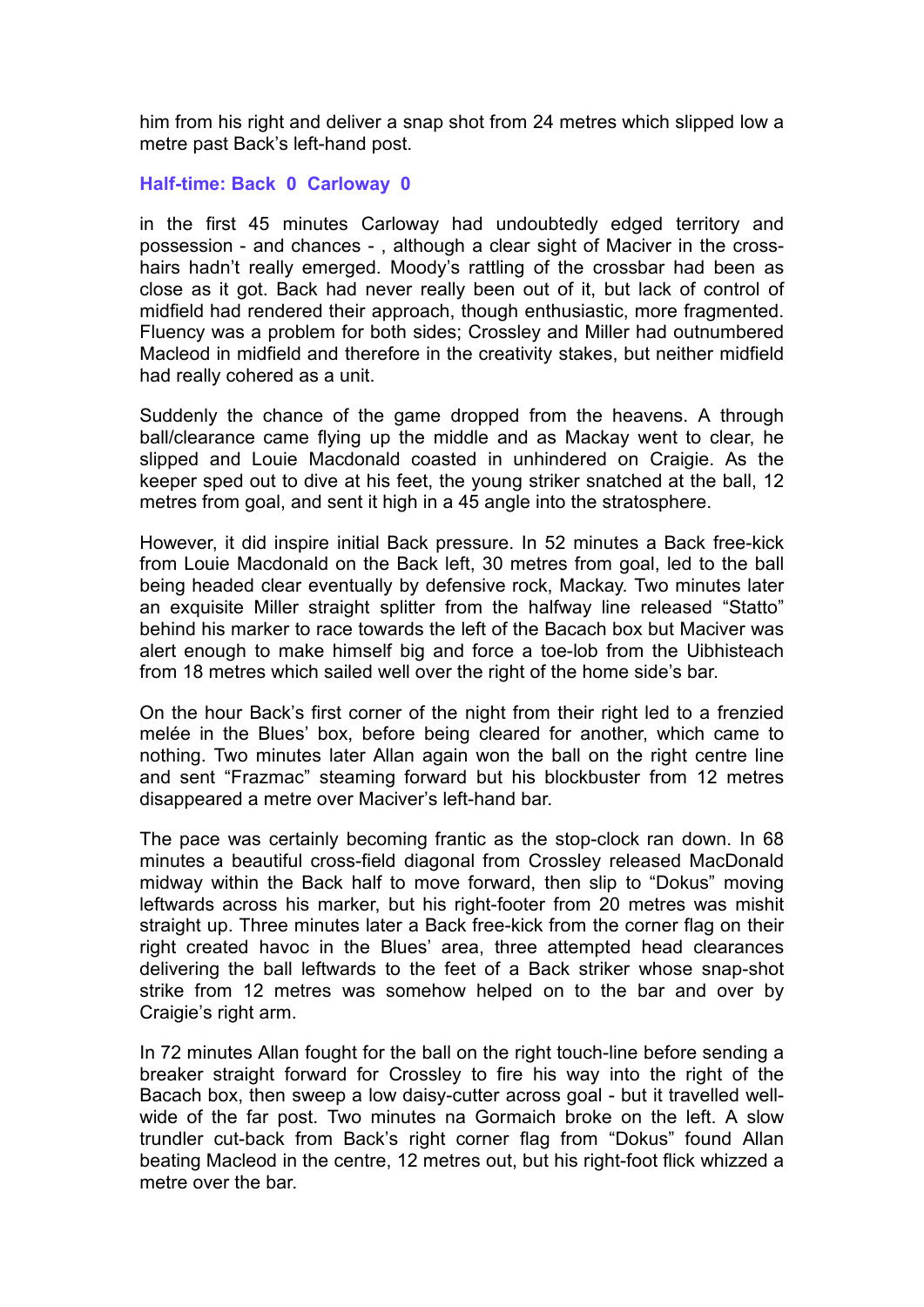him from his right and deliver a snap shot from 24 metres which slipped low a metre past Back's left-hand post.

**Half-time: Back 0 Carloway 0**

in the first 45 minutes Carloway had undoubtedly edged territory and possession - and chances - , although a clear sight of Maciver in the cross-hairs hadn't really emerged. Moody's rattling of the crossbar had been as close as it got. Back had never really been out of it, but lack of control of midfield had rendered their approach, though enthusiastic, more fragmented. Fluency was a problem for both sides; Crossley and Miller had outnumbered Macleod in midfield and therefore in the creativity stakes, but neither midfield had really cohered as a unit.

Suddenly the chance of the game dropped from the heavens. A through ball/clearance came flying up the middle and as Mackay went to clear, he slipped and Louie Macdonald coasted in unhindered on Craigie. As the keeper sped out to dive at his feet, the young striker snatched at the ball, 12 metres from goal, and sent it high in a 45 angle into the stratosphere.

However, it did inspire initial Back pressure. In 52 minutes a Back free-kick from Louie Macdonald on the Back left, 30 metres from goal, led to the ball being headed clear eventually by defensive rock, Mackay. Two minutes later an exquisite Miller straight splitter from the halfway line released "Statto" behind his marker to race towards the left of the Bacach box but Maciver was alert enough to make himself big and force a toe-lob from the Uibhisteach from 18 metres which sailed well over the right of the home side's bar.

On the hour Back's first corner of the night from their right led to a frenzied melée in the Blues' box, before being cleared for another, which came to nothing. Two minutes later Allan again won the ball on the right centre line and sent "Frazmac" steaming forward but his blockbuster from 12 metres disappeared a metre over Maciver's left-hand bar.

The pace was certainly becoming frantic as the stop-clock ran down. In 68 minutes a beautiful cross-field diagonal from Crossley released MacDonald midway within the Back half to move forward, then slip to "Dokus" moving leftwards across his marker, but his right-footer from 20 metres was mishit straight up. Three minutes later a Back free-kick from the corner flag on their right created havoc in the Blues' area, three attempted head clearances delivering the ball leftwards to the feet of a Back striker whose snap-shot strike from 12 metres was somehow helped on to the bar and over by Craigie's right arm.

In 72 minutes Allan fought for the ball on the right touch-line before sending a breaker straight forward for Crossley to fire his way into the right of the Bacach box, then sweep a low daisy-cutter across goal - but it travelled well-wide of the far post. Two minutes na Gormaich broke on the left. A slow trundler cut-back from Back's right corner flag from "Dokus" found Allan beating Macleod in the centre, 12 metres out, but his right-foot flick whizzed a metre over the bar.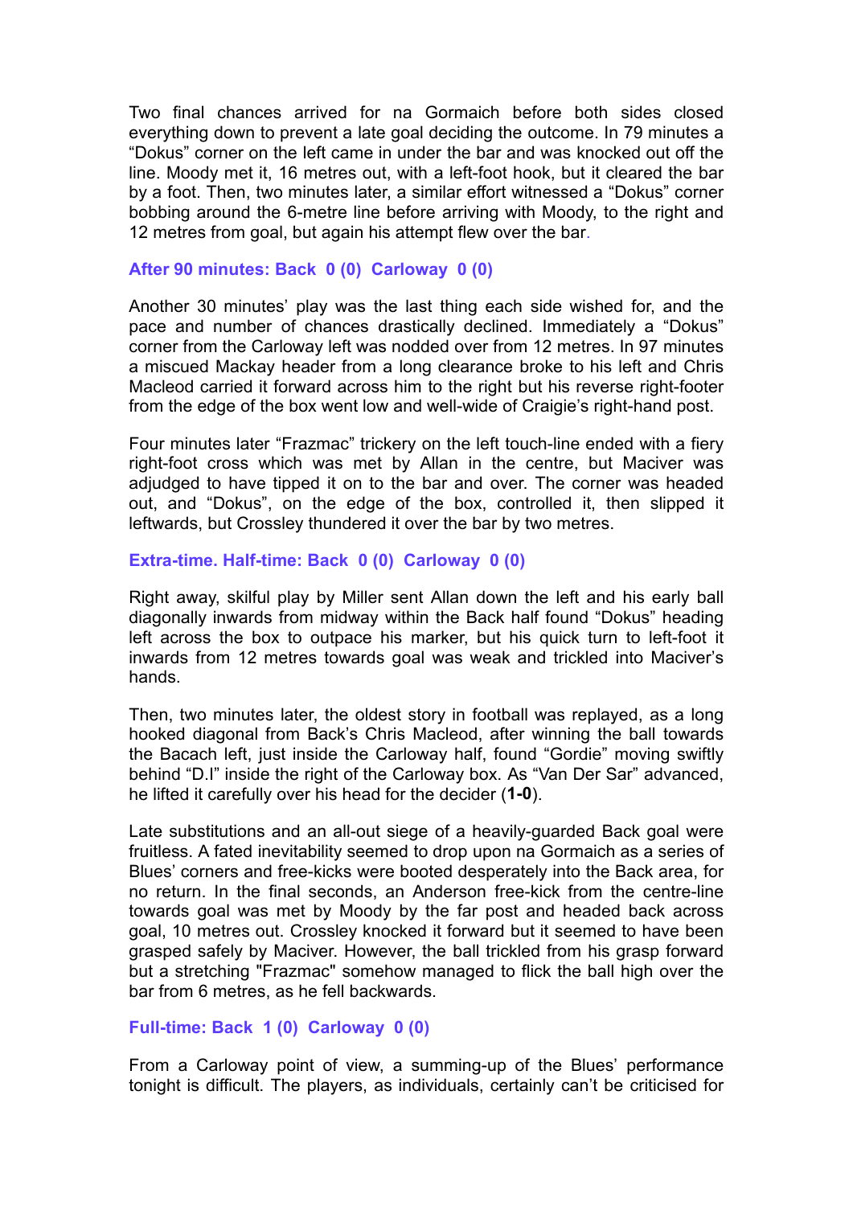Two final chances arrived for na Gormaich before both sides closed everything down to prevent a late goal deciding the outcome. In 79 minutes a "Dokus" corner on the left came in under the bar and was knocked out off the line. Moody met it, 16 metres out, with a left-foot hook, but it cleared the bar by a foot. Then, two minutes later, a similar effort witnessed a "Dokus" corner bobbing around the 6-metre line before arriving with Moody, to the right and 12 metres from goal, but again his attempt flew over the bar.

### After 90 minutes: Back 0 (0) Carloway 0 (0)

Another 30 minutes' play was the last thing each side wished for, and the pace and number of chances drastically declined. Immediately a "Dokus" corner from the Carloway left was nodded over from 12 metres. In 97 minutes a miscued Mackay header from a long clearance broke to his left and Chris Macleod carried it forward across him to the right but his reverse right-footer from the edge of the box went low and well-wide of Craigie's right-hand post.

Four minutes later "Frazmac" trickery on the left touch-line ended with a fiery right-foot cross which was met by Allan in the centre, but Maciver was adjudged to have tipped it on to the bar and over. The corner was headed out, and "Dokus", on the edge of the box, controlled it, then slipped it leftwards, but Crossley thundered it over the bar by two metres.

### Extra-time. Half-time: Back 0 (0) Carloway 0 (0)

Right away, skilful play by Miller sent Allan down the left and his early ball diagonally inwards from midway within the Back half found "Dokus" heading left across the box to outpace his marker, but his quick turn to left-foot it inwards from 12 metres towards goal was weak and trickled into Maciver's hands.

Then, two minutes later, the oldest story in football was replayed, as a long hooked diagonal from Back's Chris Macleod, after winning the ball towards the Bacach left, just inside the Carloway half, found "Gordie" moving swiftly behind "D.I" inside the right of the Carloway box. As "Van Der Sar" advanced, he lifted it carefully over his head for the decider (**1-0**).

Late substitutions and an all-out siege of a heavily-guarded Back goal were fruitless. A fated inevitability seemed to drop upon na Gormaich as a series of Blues' corners and free-kicks were booted desperately into the Back area, for no return. In the final seconds, an Anderson free-kick from the centre-line towards goal was met by Moody by the far post and headed back across goal, 10 metres out. Crossley knocked it forward but it seemed to have been grasped safely by Maciver. However, the ball trickled from his grasp forward but a stretching "Frazmac" somehow managed to flick the ball high over the bar from 6 metres, as he fell backwards.

### Full-time: Back 1 (0) Carloway 0 (0)

From a Carloway point of view, a summing-up of the Blues' performance tonight is difficult. The players, as individuals, certainly can't be criticised for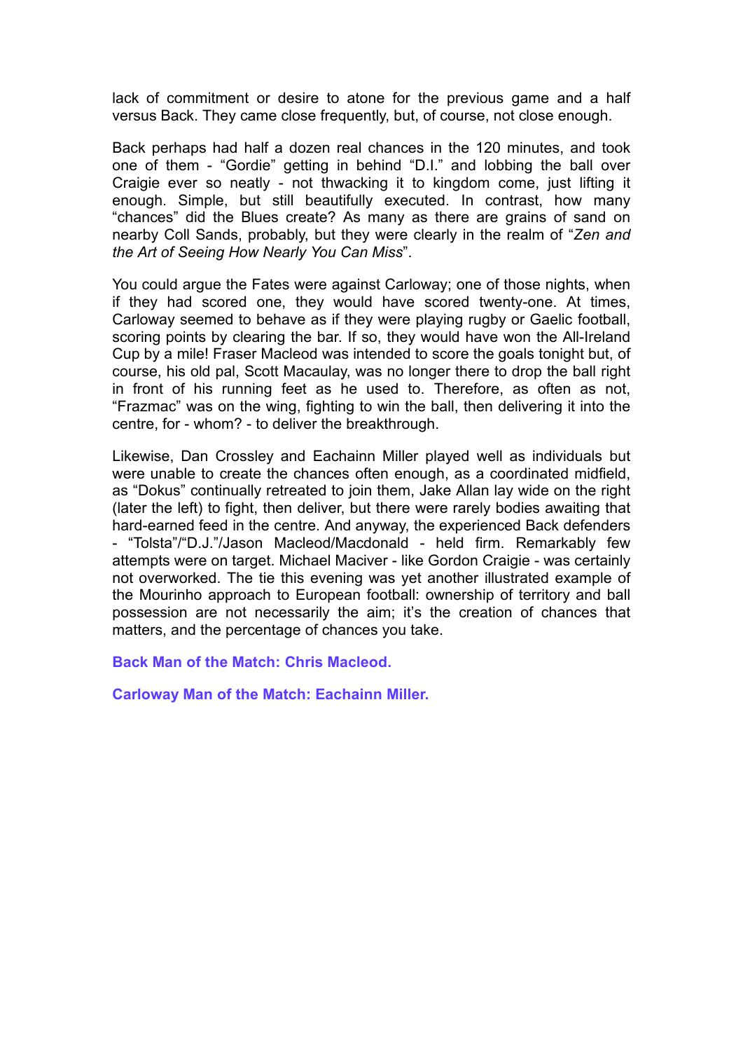lack of commitment or desire to atone for the previous game and a half versus Back. They came close frequently, but, of course, not close enough.

Back perhaps had half a dozen real chances in the 120 minutes, and took one of them - "Gordie" getting in behind "D.I." and lobbing the ball over Craigie ever so neatly - not thwacking it to kingdom come, just lifting it enough. Simple, but still beautifully executed. In contrast, how many "chances" did the Blues create? As many as there are grains of sand on nearby Coll Sands, probably, but they were clearly in the realm of "*Zen and the Art of Seeing How Nearly You Can Miss*".

You could argue the Fates were against Carloway; one of those nights, when if they had scored one, they would have scored twenty-one. At times, Carloway seemed to behave as if they were playing rugby or Gaelic football, scoring points by clearing the bar. If so, they would have won the All-Ireland Cup by a mile! Fraser Macleod was intended to score the goals tonight but, of course, his old pal, Scott Macaulay, was no longer there to drop the ball right in front of his running feet as he used to. Therefore, as often as not, "Frazmac" was on the wing, fighting to win the ball, then delivering it into the centre, for - whom? - to deliver the breakthrough.

Likewise, Dan Crossley and Eachainn Miller played well as individuals but were unable to create the chances often enough, as a coordinated midfield, as "Dokus" continually retreated to join them, Jake Allan lay wide on the right (later the left) to fight, then deliver, but there were rarely bodies awaiting that hard-earned feed in the centre. And anyway, the experienced Back defenders - "Tolsta"/"D.J."/Jason Macleod/Macdonald - held firm. Remarkably few attempts were on target. Michael Maciver - like Gordon Craigie - was certainly not overworked. The tie this evening was yet another illustrated example of the Mourinho approach to European football: ownership of territory and ball possession are not necessarily the aim; it's the creation of chances that matters, and the percentage of chances you take.

**Back Man of the Match: Chris Macleod.**

**Carloway Man of the Match: Eachainn Miller.**